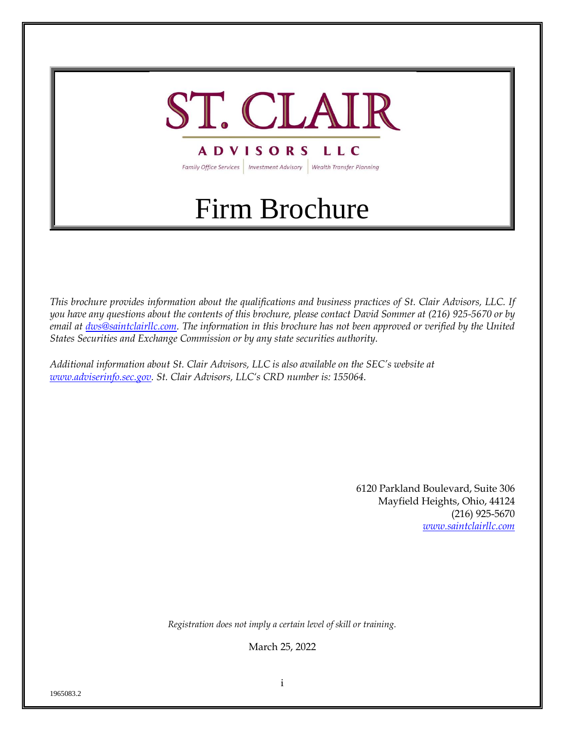# ST. CLAIR

**ADVISORS LLC**

Family Office Services | Investment Advisory | Wealth Transfer Planning

# Firm Brochure

*This brochure provides information about the qualifications and business practices of St. Clair Advisors, LLC. If you have any questions about the contents of this brochure, please contact David Sommer at (216) 925-5670 or by email at [dws@saintclairllc.com](mailto:dws@saintclairllc.com). The information in this brochure has not been approved or verified by the United States Securities and Exchange Commission or by any state securities authority.*

*Additional information about St. Clair Advisors, LLC is also available on the SEC's website at [www.adviserinfo.sec.gov](http://www.adviserinfo.sec.gov). St. Clair Advisors, LLC's CRD number is: 155064.*

6120 Parkland Boulevard, Suite 306
Mayfield Heights, Ohio, 44124
(216) 925-5670
[www.saintclairllc.com](http://www.saintclairllc.com)

*Registration does not imply a certain level of skill or training.*

March 25, 2022

1965083.2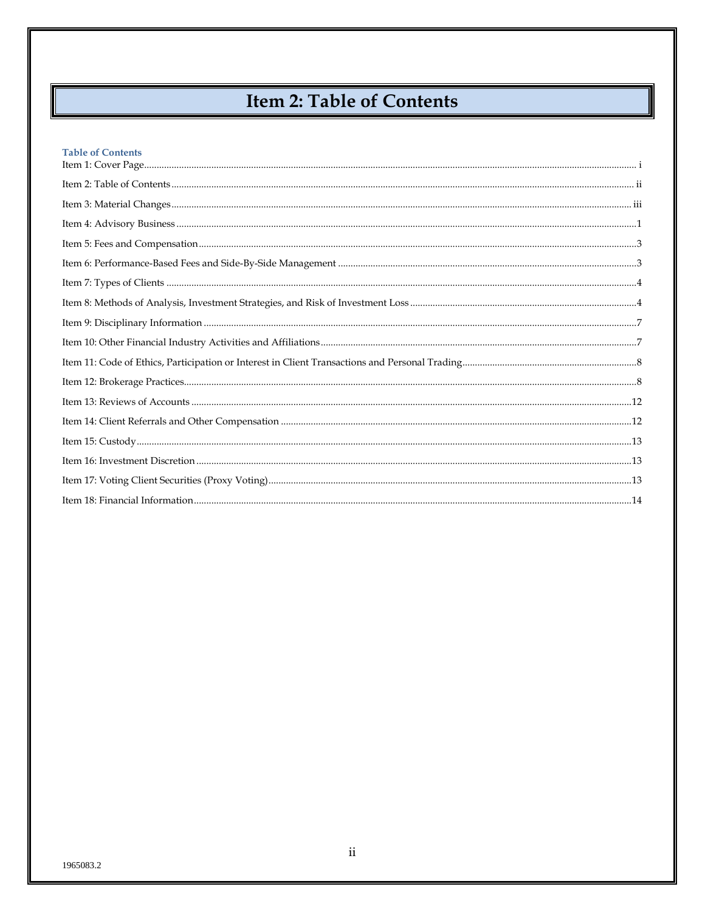# Item 2: Table of Contents

**Table of Contents**

Item 1: Cover Page ........ i

Item 2: Table of Contents ........ ii

Item 3: Material Changes ........ iii

Item 4: Advisory Business ........ 1

Item 5: Fees and Compensation ........ 3

Item 6: Performance-Based Fees and Side-By-Side Management ........ 3

Item 7: Types of Clients ........ 4

Item 8: Methods of Analysis, Investment Strategies, and Risk of Investment Loss ........ 4

Item 9: Disciplinary Information ........ 7

Item 10: Other Financial Industry Activities and Affiliations ........ 7

Item 11: Code of Ethics, Participation or Interest in Client Transactions and Personal Trading ........ 8

Item 12: Brokerage Practices ........ 8

Item 13: Reviews of Accounts ........ 12

Item 14: Client Referrals and Other Compensation ........ 12

Item 15: Custody ........ 13

Item 16: Investment Discretion ........ 13

Item 17: Voting Client Securities (Proxy Voting) ........ 13

Item 18: Financial Information ........ 14

1965083.2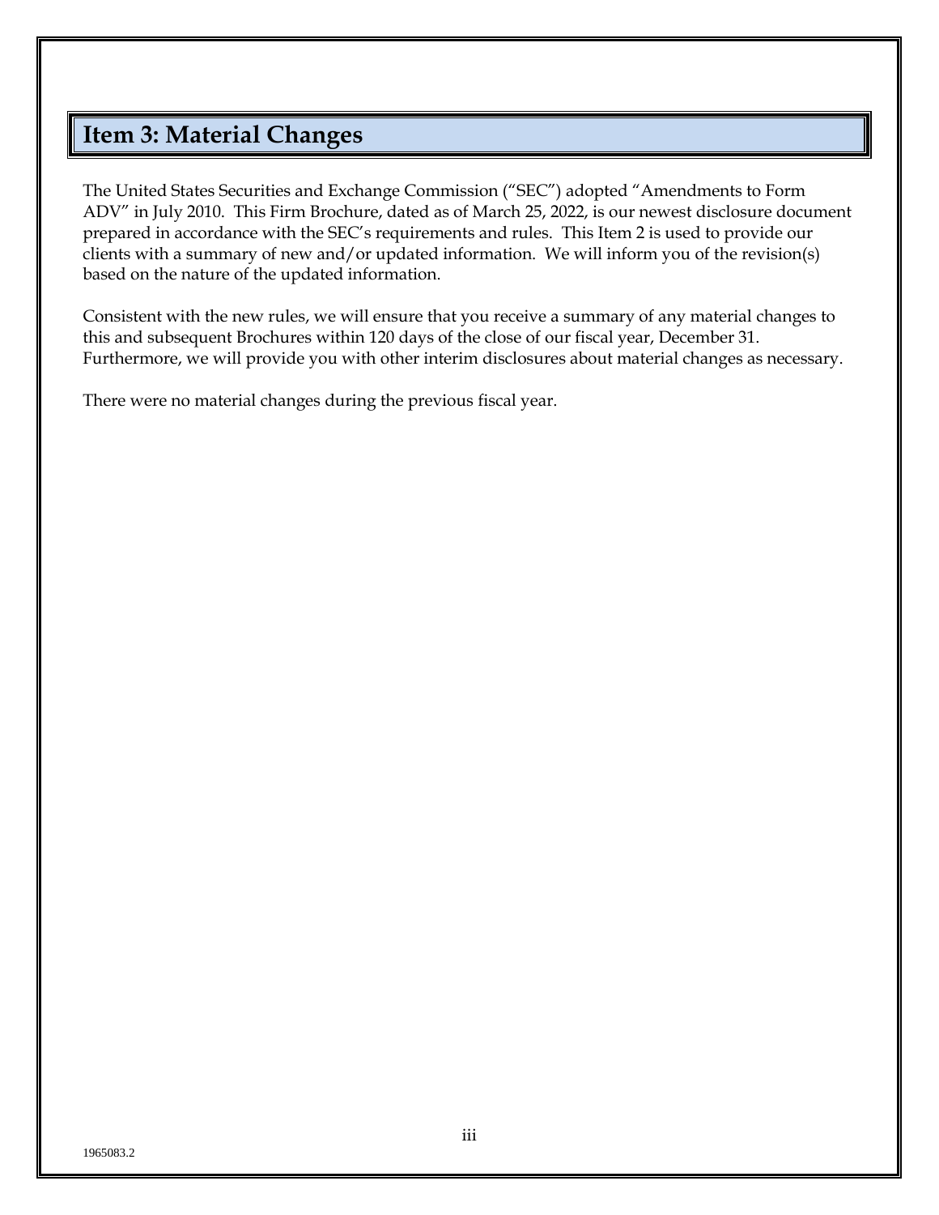# Item 3: Material Changes

The United States Securities and Exchange Commission ("SEC") adopted "Amendments to Form ADV" in July 2010. This Firm Brochure, dated as of March 25, 2022, is our newest disclosure document prepared in accordance with the SEC's requirements and rules. This Item 2 is used to provide our clients with a summary of new and/or updated information. We will inform you of the revision(s) based on the nature of the updated information.

Consistent with the new rules, we will ensure that you receive a summary of any material changes to this and subsequent Brochures within 120 days of the close of our fiscal year, December 31. Furthermore, we will provide you with other interim disclosures about material changes as necessary.

There were no material changes during the previous fiscal year.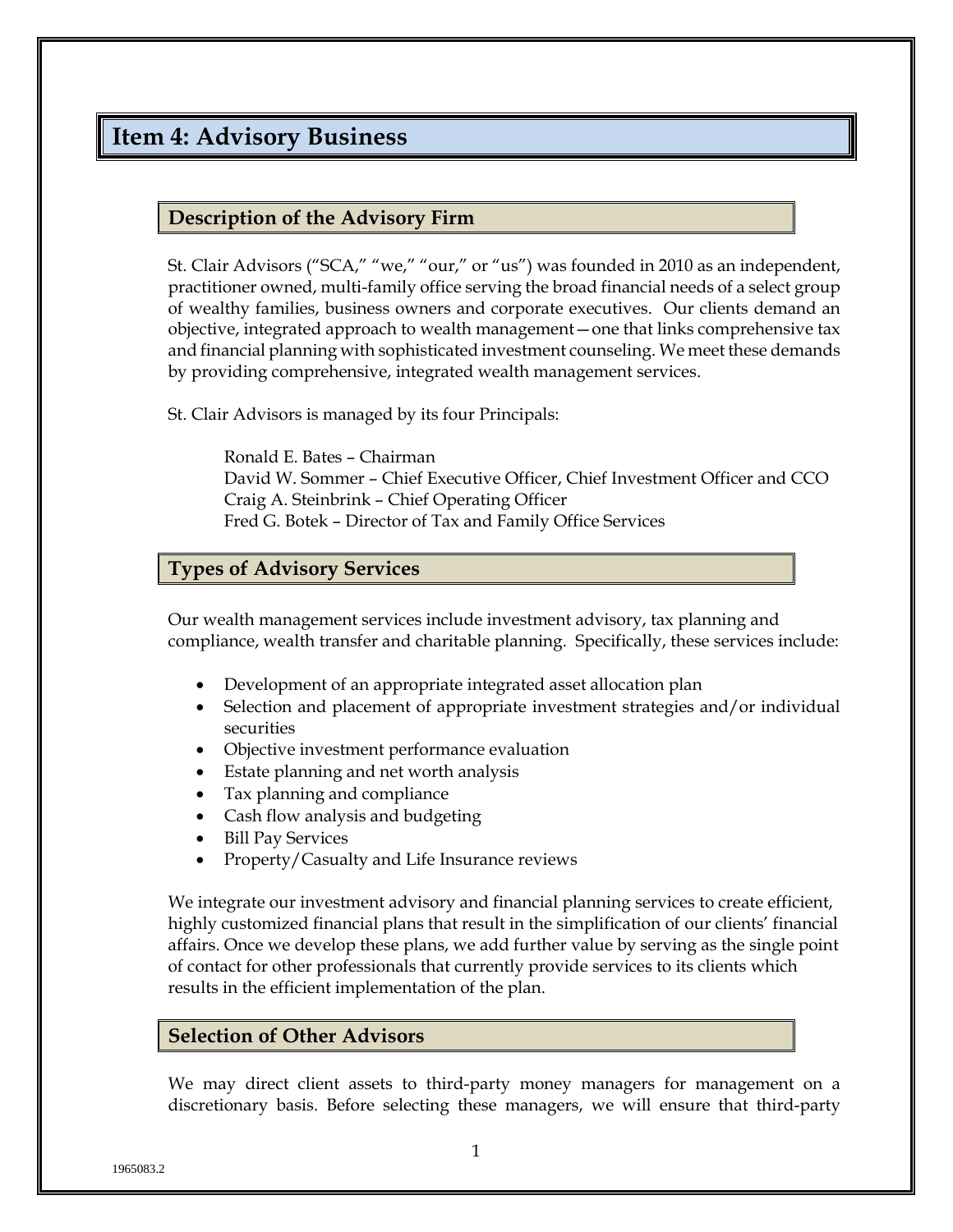# Item 4: Advisory Business

## Description of the Advisory Firm

St. Clair Advisors ("SCA," "we," "our," or "us") was founded in 2010 as an independent, practitioner owned, multi-family office serving the broad financial needs of a select group of wealthy families, business owners and corporate executives. Our clients demand an objective, integrated approach to wealth management—one that links comprehensive tax and financial planning with sophisticated investment counseling. We meet these demands by providing comprehensive, integrated wealth management services.

St. Clair Advisors is managed by its four Principals:

Ronald E. Bates – Chairman
David W. Sommer – Chief Executive Officer, Chief Investment Officer and CCO
Craig A. Steinbrink – Chief Operating Officer
Fred G. Botek – Director of Tax and Family Office Services

## Types of Advisory Services

Our wealth management services include investment advisory, tax planning and compliance, wealth transfer and charitable planning. Specifically, these services include:

- Development of an appropriate integrated asset allocation plan
- Selection and placement of appropriate investment strategies and/or individual securities
- Objective investment performance evaluation
- Estate planning and net worth analysis
- Tax planning and compliance
- Cash flow analysis and budgeting
- Bill Pay Services
- Property/Casualty and Life Insurance reviews

We integrate our investment advisory and financial planning services to create efficient, highly customized financial plans that result in the simplification of our clients' financial affairs. Once we develop these plans, we add further value by serving as the single point of contact for other professionals that currently provide services to its clients which results in the efficient implementation of the plan.

## Selection of Other Advisors

We may direct client assets to third-party money managers for management on a discretionary basis. Before selecting these managers, we will ensure that third-party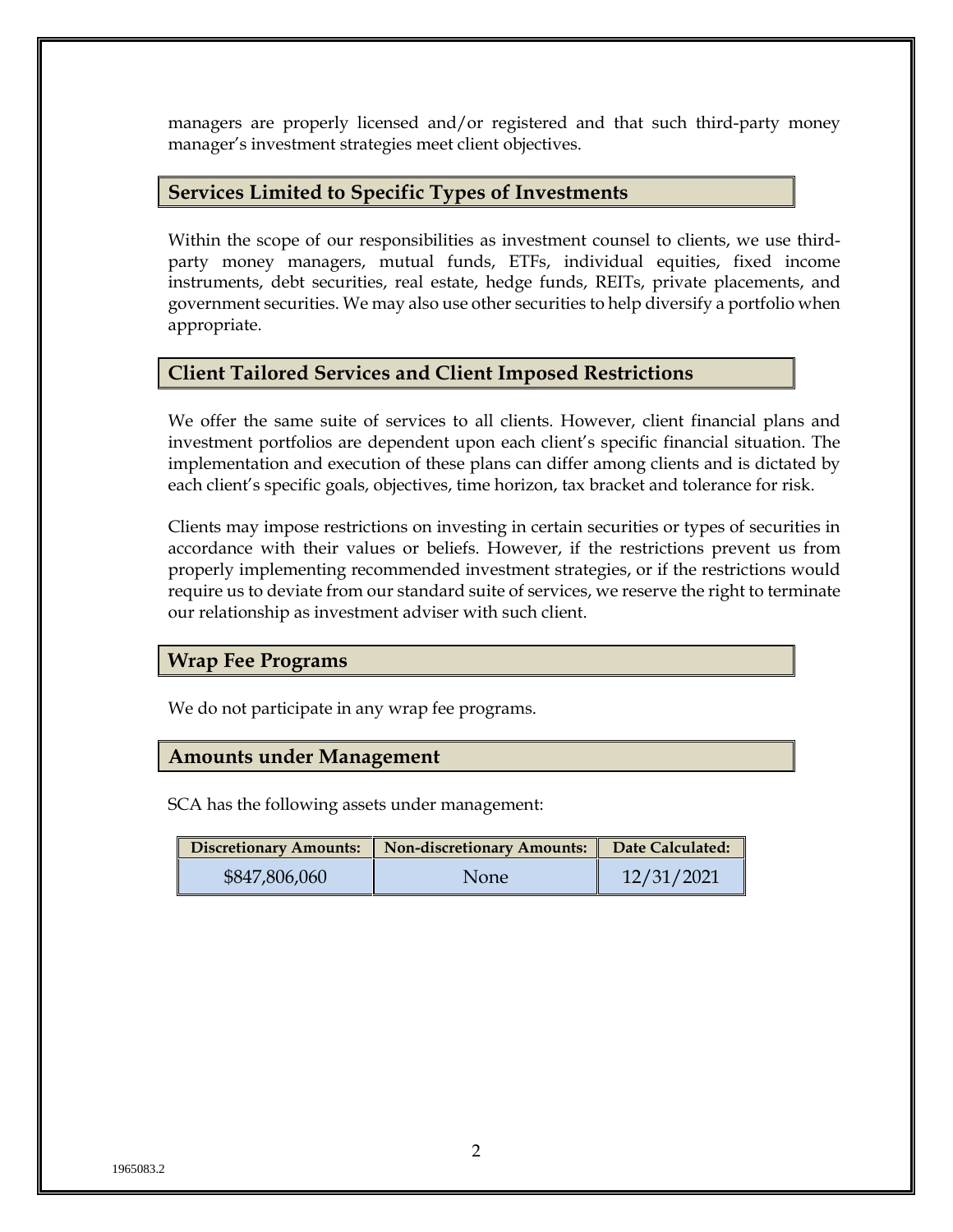managers are properly licensed and/or registered and that such third-party money manager's investment strategies meet client objectives.

## Services Limited to Specific Types of Investments

Within the scope of our responsibilities as investment counsel to clients, we use third-party money managers, mutual funds, ETFs, individual equities, fixed income instruments, debt securities, real estate, hedge funds, REITs, private placements, and government securities. We may also use other securities to help diversify a portfolio when appropriate.

## Client Tailored Services and Client Imposed Restrictions

We offer the same suite of services to all clients. However, client financial plans and investment portfolios are dependent upon each client's specific financial situation. The implementation and execution of these plans can differ among clients and is dictated by each client's specific goals, objectives, time horizon, tax bracket and tolerance for risk.

Clients may impose restrictions on investing in certain securities or types of securities in accordance with their values or beliefs. However, if the restrictions prevent us from properly implementing recommended investment strategies, or if the restrictions would require us to deviate from our standard suite of services, we reserve the right to terminate our relationship as investment adviser with such client.

## Wrap Fee Programs

We do not participate in any wrap fee programs.

## Amounts under Management

SCA has the following assets under management:

| Discretionary Amounts: | Non-discretionary Amounts: | Date Calculated: |
|---|---|---|
| $847,806,060 | None | 12/31/2021 |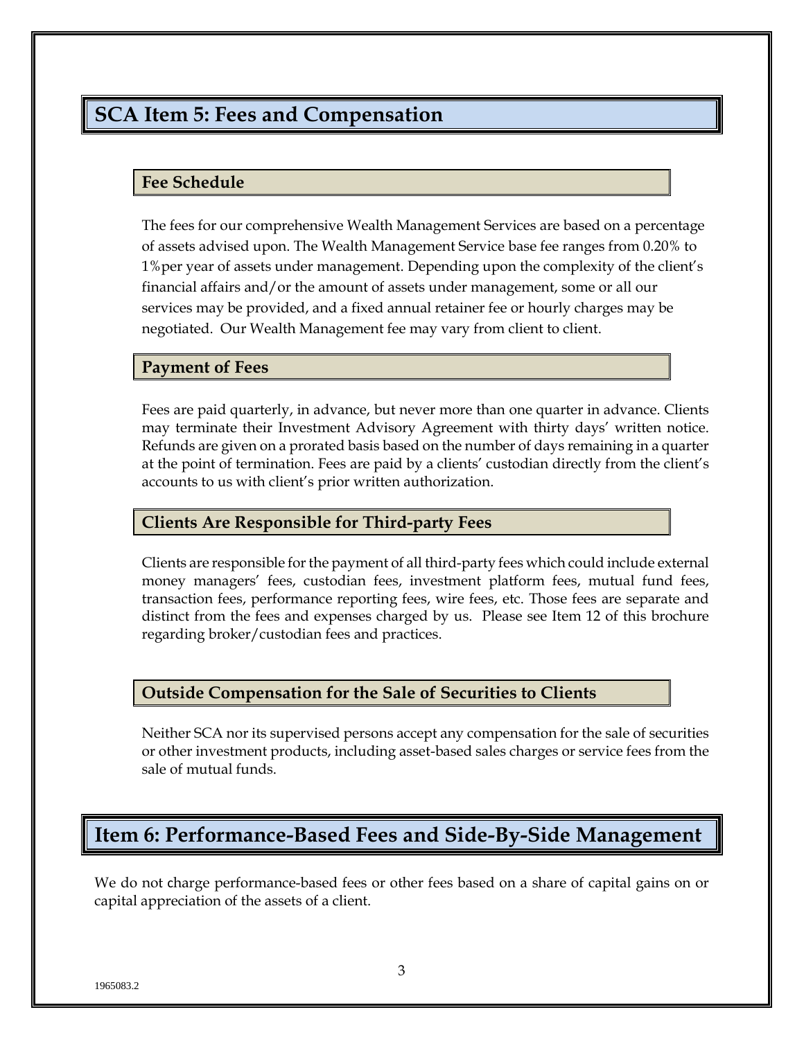## SCA Item 5: Fees and Compensation

### Fee Schedule

The fees for our comprehensive Wealth Management Services are based on a percentage of assets advised upon. The Wealth Management Service base fee ranges from 0.20% to 1%per year of assets under management. Depending upon the complexity of the client's financial affairs and/or the amount of assets under management, some or all our services may be provided, and a fixed annual retainer fee or hourly charges may be negotiated. Our Wealth Management fee may vary from client to client.

### Payment of Fees

Fees are paid quarterly, in advance, but never more than one quarter in advance. Clients may terminate their Investment Advisory Agreement with thirty days' written notice. Refunds are given on a prorated basis based on the number of days remaining in a quarter at the point of termination. Fees are paid by a clients' custodian directly from the client's accounts to us with client's prior written authorization.

### Clients Are Responsible for Third-party Fees

Clients are responsible for the payment of all third-party fees which could include external money managers' fees, custodian fees, investment platform fees, mutual fund fees, transaction fees, performance reporting fees, wire fees, etc. Those fees are separate and distinct from the fees and expenses charged by us. Please see Item 12 of this brochure regarding broker/custodian fees and practices.

### Outside Compensation for the Sale of Securities to Clients

Neither SCA nor its supervised persons accept any compensation for the sale of securities or other investment products, including asset-based sales charges or service fees from the sale of mutual funds.

## Item 6: Performance-Based Fees and Side-By-Side Management

We do not charge performance-based fees or other fees based on a share of capital gains on or capital appreciation of the assets of a client.

1965083.2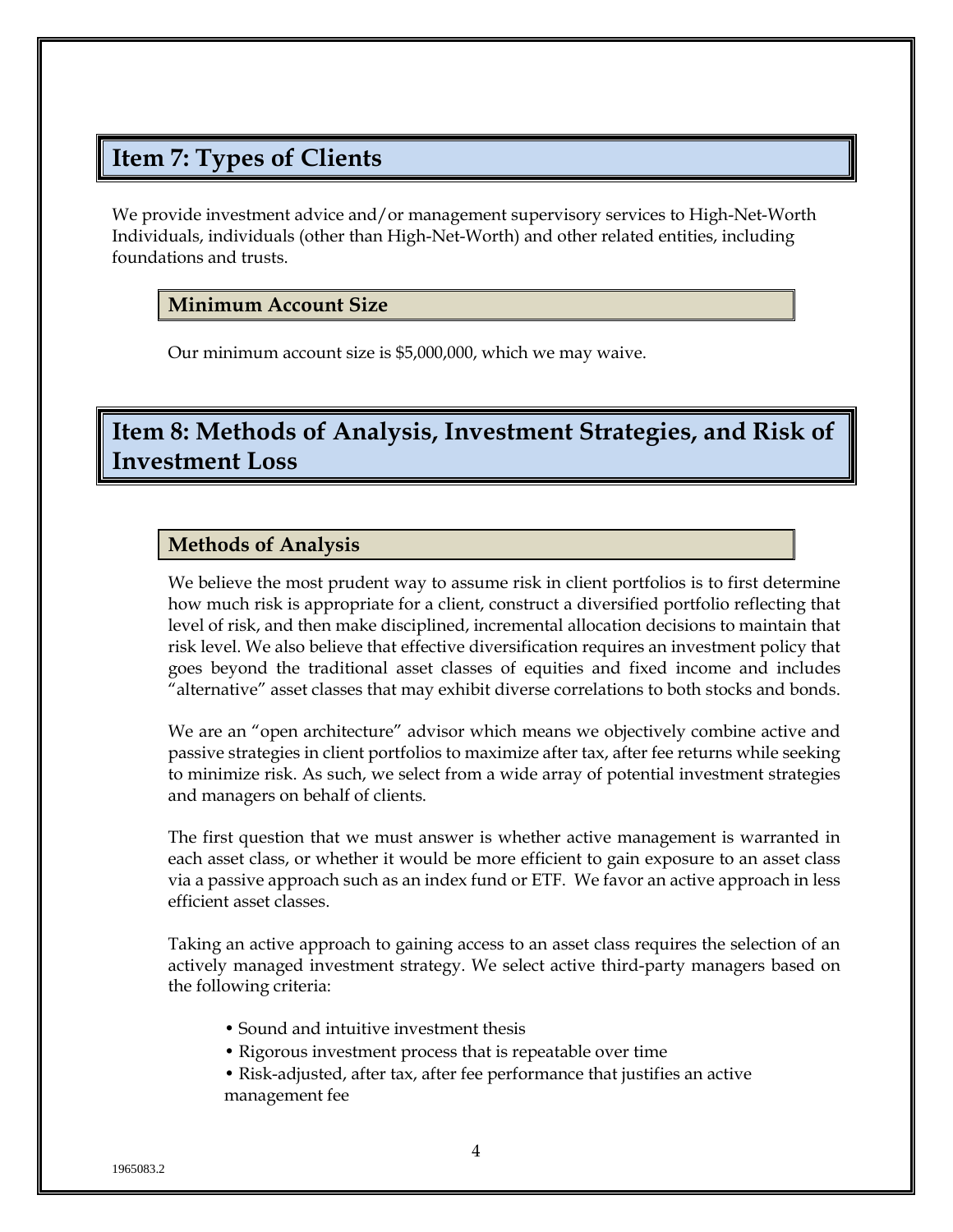## Item 7: Types of Clients

We provide investment advice and/or management supervisory services to High-Net-Worth Individuals, individuals (other than High-Net-Worth) and other related entities, including foundations and trusts.

### Minimum Account Size

Our minimum account size is $5,000,000, which we may waive.

## Item 8: Methods of Analysis, Investment Strategies, and Risk of Investment Loss

### Methods of Analysis

We believe the most prudent way to assume risk in client portfolios is to first determine how much risk is appropriate for a client, construct a diversified portfolio reflecting that level of risk, and then make disciplined, incremental allocation decisions to maintain that risk level. We also believe that effective diversification requires an investment policy that goes beyond the traditional asset classes of equities and fixed income and includes "alternative" asset classes that may exhibit diverse correlations to both stocks and bonds.

We are an "open architecture" advisor which means we objectively combine active and passive strategies in client portfolios to maximize after tax, after fee returns while seeking to minimize risk. As such, we select from a wide array of potential investment strategies and managers on behalf of clients.

The first question that we must answer is whether active management is warranted in each asset class, or whether it would be more efficient to gain exposure to an asset class via a passive approach such as an index fund or ETF. We favor an active approach in less efficient asset classes.

Taking an active approach to gaining access to an asset class requires the selection of an actively managed investment strategy. We select active third-party managers based on the following criteria:

- Sound and intuitive investment thesis
- Rigorous investment process that is repeatable over time
- Risk-adjusted, after tax, after fee performance that justifies an active management fee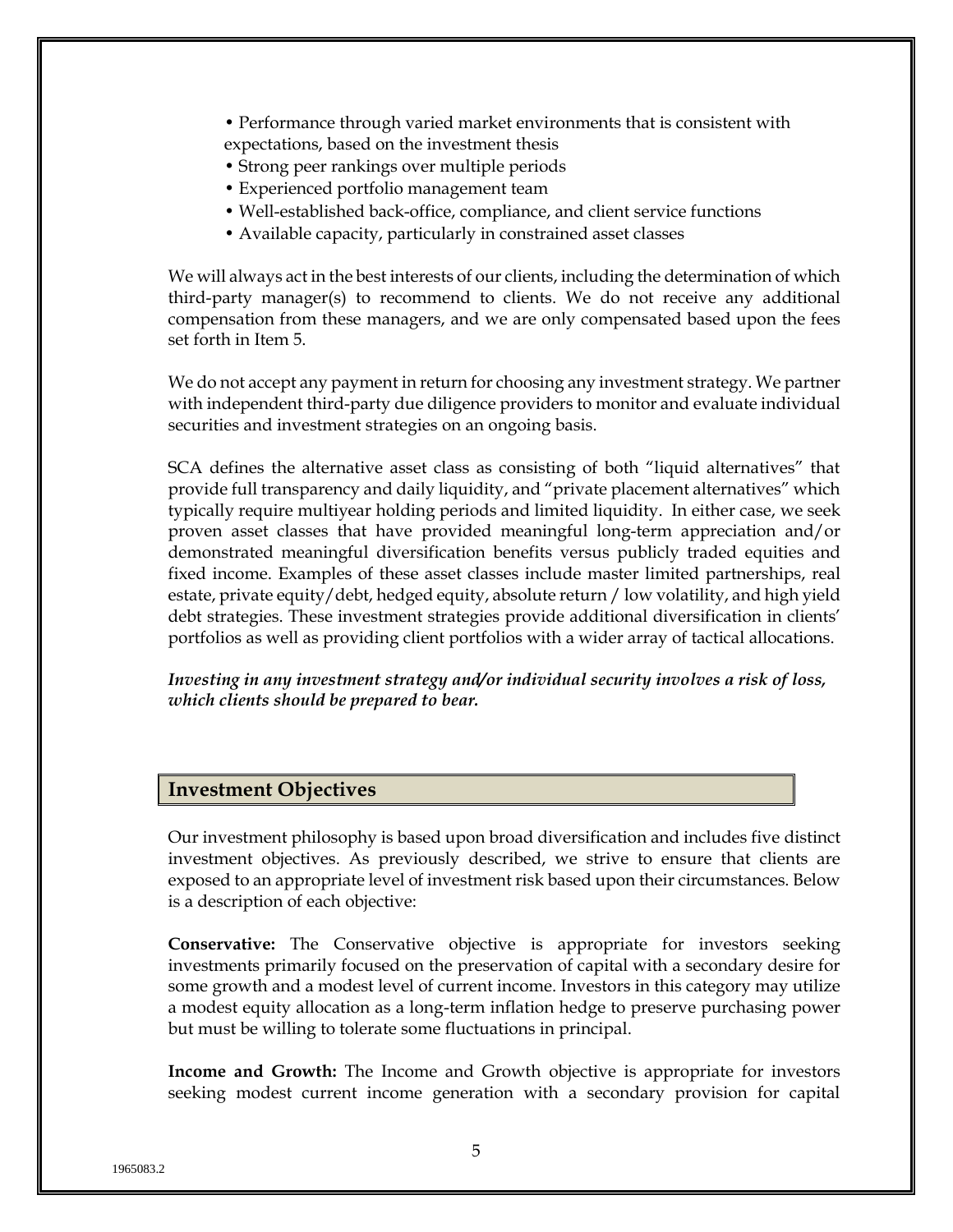- Performance through varied market environments that is consistent with expectations, based on the investment thesis
- Strong peer rankings over multiple periods
- Experienced portfolio management team
- Well-established back-office, compliance, and client service functions
- Available capacity, particularly in constrained asset classes

We will always act in the best interests of our clients, including the determination of which third-party manager(s) to recommend to clients. We do not receive any additional compensation from these managers, and we are only compensated based upon the fees set forth in Item 5.

We do not accept any payment in return for choosing any investment strategy. We partner with independent third-party due diligence providers to monitor and evaluate individual securities and investment strategies on an ongoing basis.

SCA defines the alternative asset class as consisting of both "liquid alternatives" that provide full transparency and daily liquidity, and "private placement alternatives" which typically require multiyear holding periods and limited liquidity. In either case, we seek proven asset classes that have provided meaningful long-term appreciation and/or demonstrated meaningful diversification benefits versus publicly traded equities and fixed income. Examples of these asset classes include master limited partnerships, real estate, private equity/debt, hedged equity, absolute return / low volatility, and high yield debt strategies. These investment strategies provide additional diversification in clients' portfolios as well as providing client portfolios with a wider array of tactical allocations.

***Investing in any investment strategy and/or individual security involves a risk of loss, which clients should be prepared to bear.***

## Investment Objectives

Our investment philosophy is based upon broad diversification and includes five distinct investment objectives. As previously described, we strive to ensure that clients are exposed to an appropriate level of investment risk based upon their circumstances. Below is a description of each objective:

**Conservative:** The Conservative objective is appropriate for investors seeking investments primarily focused on the preservation of capital with a secondary desire for some growth and a modest level of current income. Investors in this category may utilize a modest equity allocation as a long-term inflation hedge to preserve purchasing power but must be willing to tolerate some fluctuations in principal.

**Income and Growth:** The Income and Growth objective is appropriate for investors seeking modest current income generation with a secondary provision for capital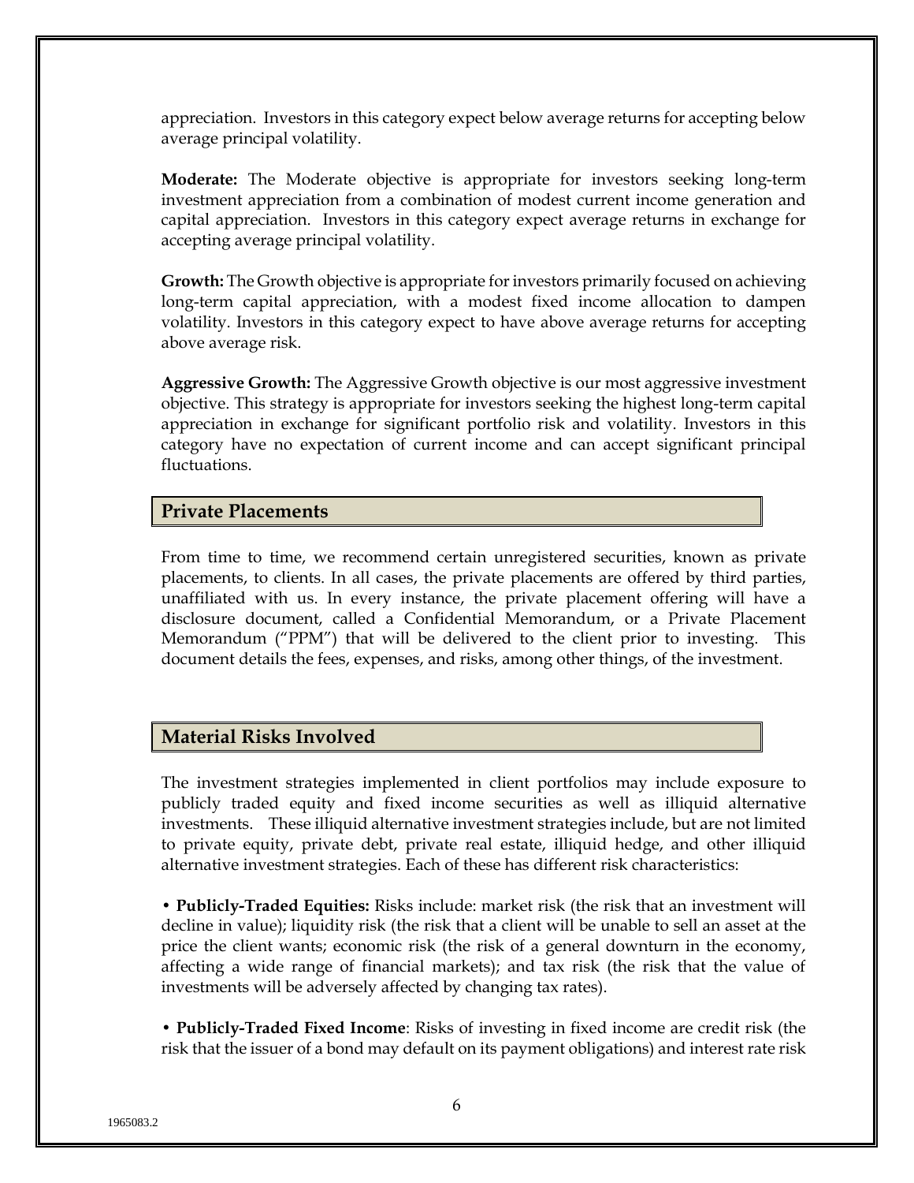appreciation. Investors in this category expect below average returns for accepting below average principal volatility.

**Moderate:** The Moderate objective is appropriate for investors seeking long-term investment appreciation from a combination of modest current income generation and capital appreciation. Investors in this category expect average returns in exchange for accepting average principal volatility.

**Growth:** The Growth objective is appropriate for investors primarily focused on achieving long-term capital appreciation, with a modest fixed income allocation to dampen volatility. Investors in this category expect to have above average returns for accepting above average risk.

**Aggressive Growth:** The Aggressive Growth objective is our most aggressive investment objective. This strategy is appropriate for investors seeking the highest long-term capital appreciation in exchange for significant portfolio risk and volatility. Investors in this category have no expectation of current income and can accept significant principal fluctuations.

## Private Placements

From time to time, we recommend certain unregistered securities, known as private placements, to clients. In all cases, the private placements are offered by third parties, unaffiliated with us. In every instance, the private placement offering will have a disclosure document, called a Confidential Memorandum, or a Private Placement Memorandum ("PPM") that will be delivered to the client prior to investing. This document details the fees, expenses, and risks, among other things, of the investment.

## Material Risks Involved

The investment strategies implemented in client portfolios may include exposure to publicly traded equity and fixed income securities as well as illiquid alternative investments. These illiquid alternative investment strategies include, but are not limited to private equity, private debt, private real estate, illiquid hedge, and other illiquid alternative investment strategies. Each of these has different risk characteristics:

• **Publicly-Traded Equities:** Risks include: market risk (the risk that an investment will decline in value); liquidity risk (the risk that a client will be unable to sell an asset at the price the client wants; economic risk (the risk of a general downturn in the economy, affecting a wide range of financial markets); and tax risk (the risk that the value of investments will be adversely affected by changing tax rates).

• **Publicly-Traded Fixed Income**: Risks of investing in fixed income are credit risk (the risk that the issuer of a bond may default on its payment obligations) and interest rate risk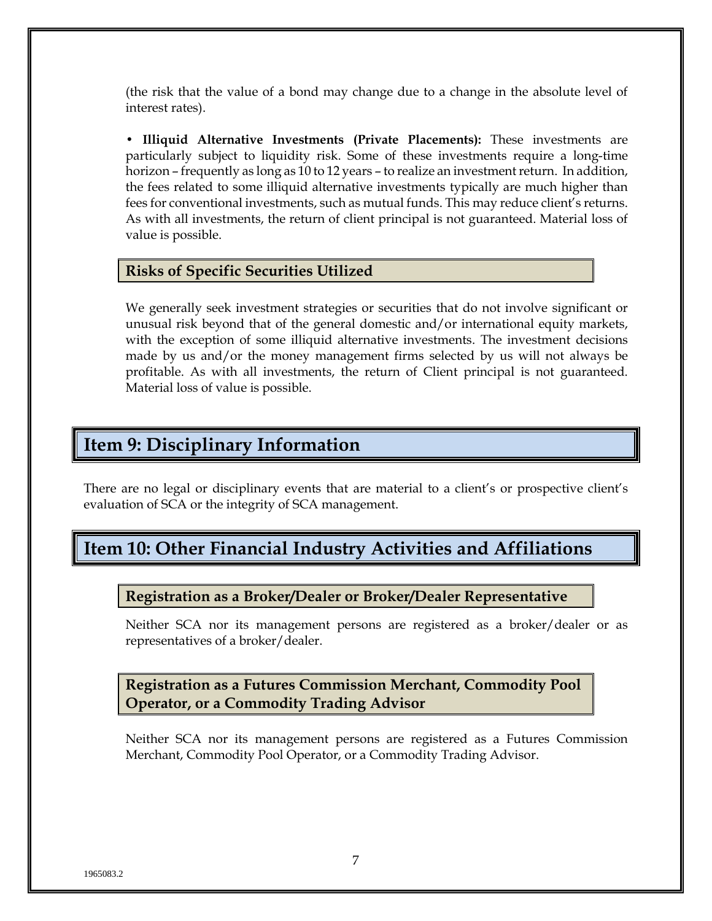(the risk that the value of a bond may change due to a change in the absolute level of interest rates).

• **Illiquid Alternative Investments (Private Placements):** These investments are particularly subject to liquidity risk. Some of these investments require a long-time horizon – frequently as long as 10 to 12 years – to realize an investment return. In addition, the fees related to some illiquid alternative investments typically are much higher than fees for conventional investments, such as mutual funds. This may reduce client's returns. As with all investments, the return of client principal is not guaranteed. Material loss of value is possible.

### Risks of Specific Securities Utilized

We generally seek investment strategies or securities that do not involve significant or unusual risk beyond that of the general domestic and/or international equity markets, with the exception of some illiquid alternative investments. The investment decisions made by us and/or the money management firms selected by us will not always be profitable. As with all investments, the return of Client principal is not guaranteed. Material loss of value is possible.

## Item 9: Disciplinary Information

There are no legal or disciplinary events that are material to a client's or prospective client's evaluation of SCA or the integrity of SCA management.

## Item 10: Other Financial Industry Activities and Affiliations

### Registration as a Broker/Dealer or Broker/Dealer Representative

Neither SCA nor its management persons are registered as a broker/dealer or as representatives of a broker/dealer.

### Registration as a Futures Commission Merchant, Commodity Pool Operator, or a Commodity Trading Advisor

Neither SCA nor its management persons are registered as a Futures Commission Merchant, Commodity Pool Operator, or a Commodity Trading Advisor.

1965083.2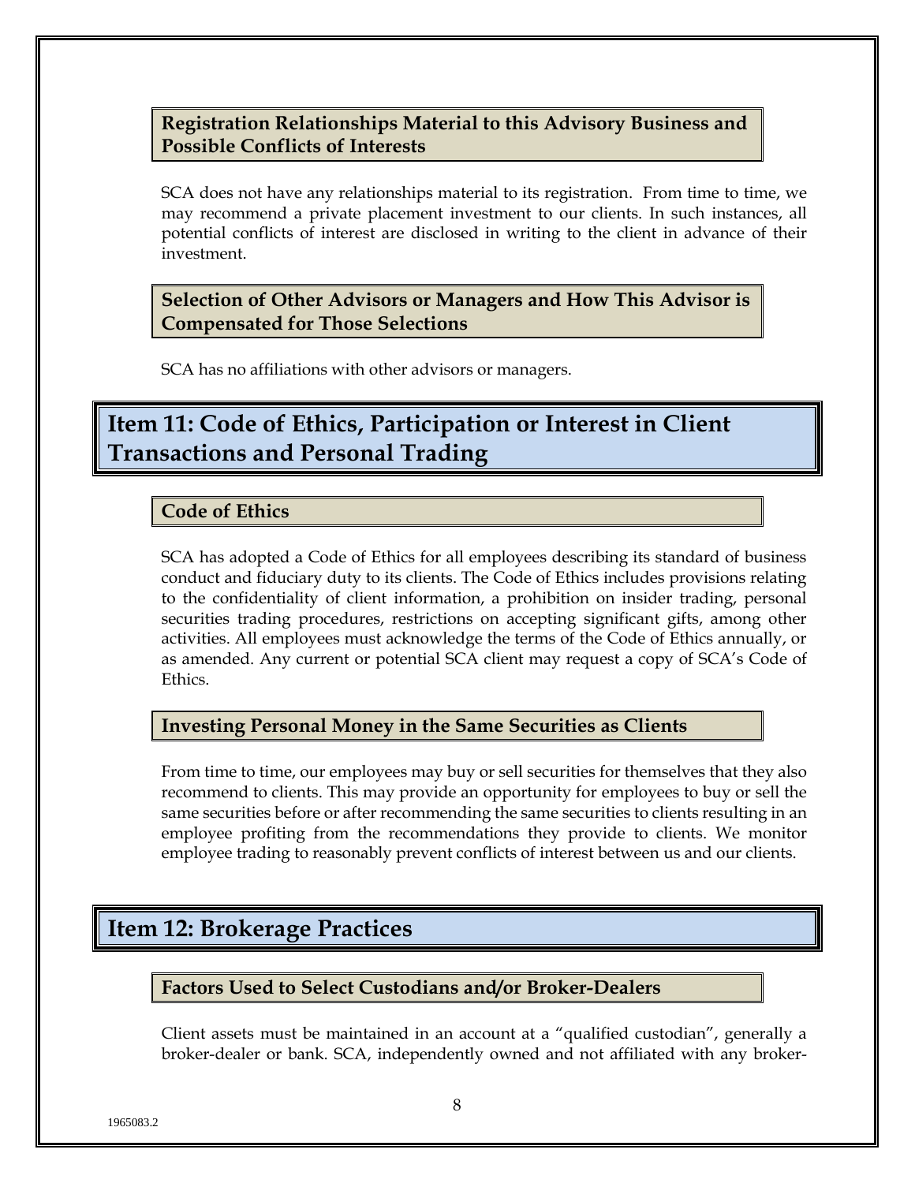### Registration Relationships Material to this Advisory Business and Possible Conflicts of Interests

SCA does not have any relationships material to its registration. From time to time, we may recommend a private placement investment to our clients. In such instances, all potential conflicts of interest are disclosed in writing to the client in advance of their investment.

### Selection of Other Advisors or Managers and How This Advisor is Compensated for Those Selections

SCA has no affiliations with other advisors or managers.

## Item 11: Code of Ethics, Participation or Interest in Client Transactions and Personal Trading

### Code of Ethics

SCA has adopted a Code of Ethics for all employees describing its standard of business conduct and fiduciary duty to its clients. The Code of Ethics includes provisions relating to the confidentiality of client information, a prohibition on insider trading, personal securities trading procedures, restrictions on accepting significant gifts, among other activities. All employees must acknowledge the terms of the Code of Ethics annually, or as amended. Any current or potential SCA client may request a copy of SCA's Code of Ethics.

### Investing Personal Money in the Same Securities as Clients

From time to time, our employees may buy or sell securities for themselves that they also recommend to clients. This may provide an opportunity for employees to buy or sell the same securities before or after recommending the same securities to clients resulting in an employee profiting from the recommendations they provide to clients. We monitor employee trading to reasonably prevent conflicts of interest between us and our clients.

## Item 12: Brokerage Practices

### Factors Used to Select Custodians and/or Broker-Dealers

Client assets must be maintained in an account at a "qualified custodian", generally a broker-dealer or bank. SCA, independently owned and not affiliated with any broker-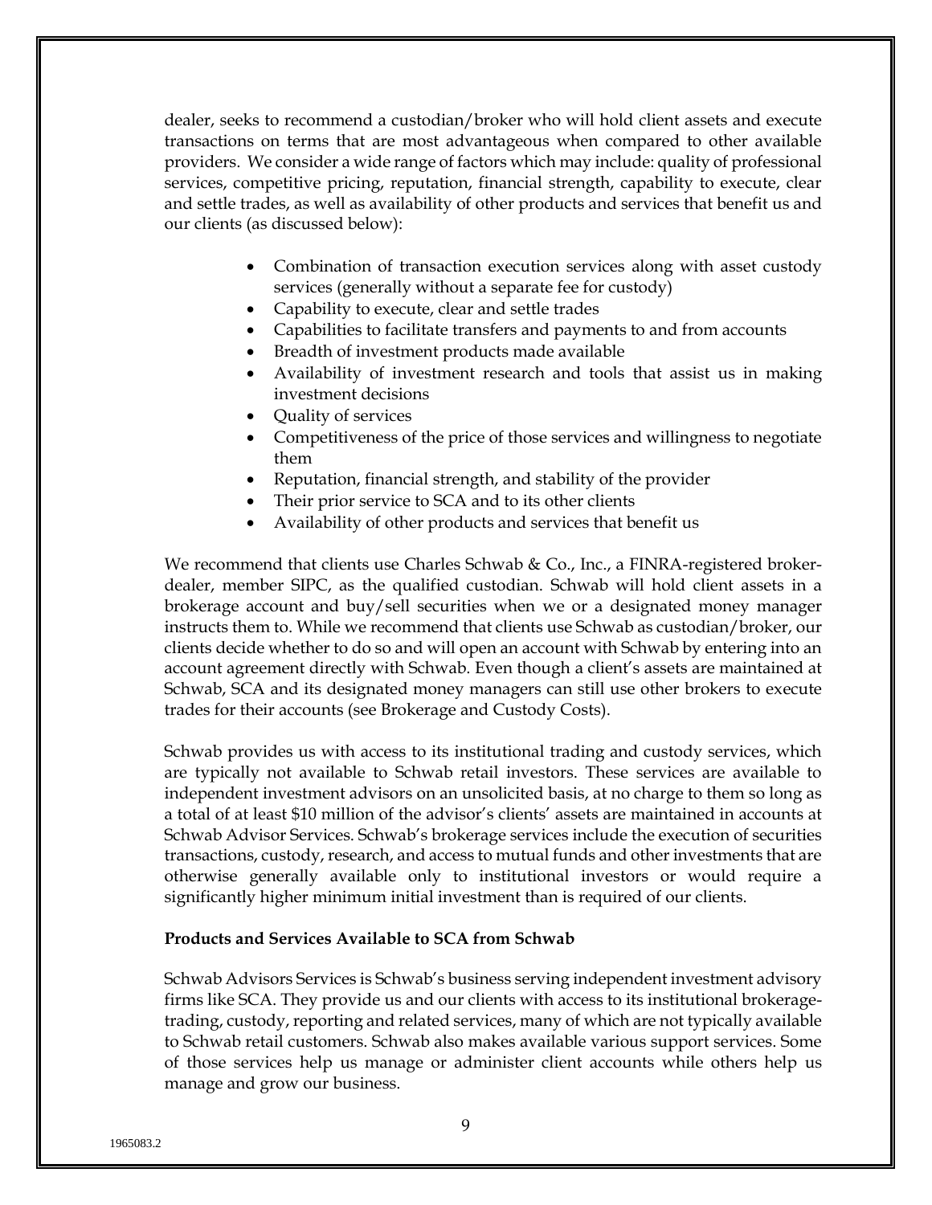dealer, seeks to recommend a custodian/broker who will hold client assets and execute transactions on terms that are most advantageous when compared to other available providers. We consider a wide range of factors which may include: quality of professional services, competitive pricing, reputation, financial strength, capability to execute, clear and settle trades, as well as availability of other products and services that benefit us and our clients (as discussed below):

- Combination of transaction execution services along with asset custody services (generally without a separate fee for custody)
- Capability to execute, clear and settle trades
- Capabilities to facilitate transfers and payments to and from accounts
- Breadth of investment products made available
- Availability of investment research and tools that assist us in making investment decisions
- Quality of services
- Competitiveness of the price of those services and willingness to negotiate them
- Reputation, financial strength, and stability of the provider
- Their prior service to SCA and to its other clients
- Availability of other products and services that benefit us

We recommend that clients use Charles Schwab & Co., Inc., a FINRA-registered broker-dealer, member SIPC, as the qualified custodian. Schwab will hold client assets in a brokerage account and buy/sell securities when we or a designated money manager instructs them to. While we recommend that clients use Schwab as custodian/broker, our clients decide whether to do so and will open an account with Schwab by entering into an account agreement directly with Schwab. Even though a client's assets are maintained at Schwab, SCA and its designated money managers can still use other brokers to execute trades for their accounts (see Brokerage and Custody Costs).

Schwab provides us with access to its institutional trading and custody services, which are typically not available to Schwab retail investors. These services are available to independent investment advisors on an unsolicited basis, at no charge to them so long as a total of at least $10 million of the advisor's clients' assets are maintained in accounts at Schwab Advisor Services. Schwab's brokerage services include the execution of securities transactions, custody, research, and access to mutual funds and other investments that are otherwise generally available only to institutional investors or would require a significantly higher minimum initial investment than is required of our clients.

**Products and Services Available to SCA from Schwab**

Schwab Advisors Services is Schwab's business serving independent investment advisory firms like SCA. They provide us and our clients with access to its institutional brokerage-trading, custody, reporting and related services, many of which are not typically available to Schwab retail customers. Schwab also makes available various support services. Some of those services help us manage or administer client accounts while others help us manage and grow our business.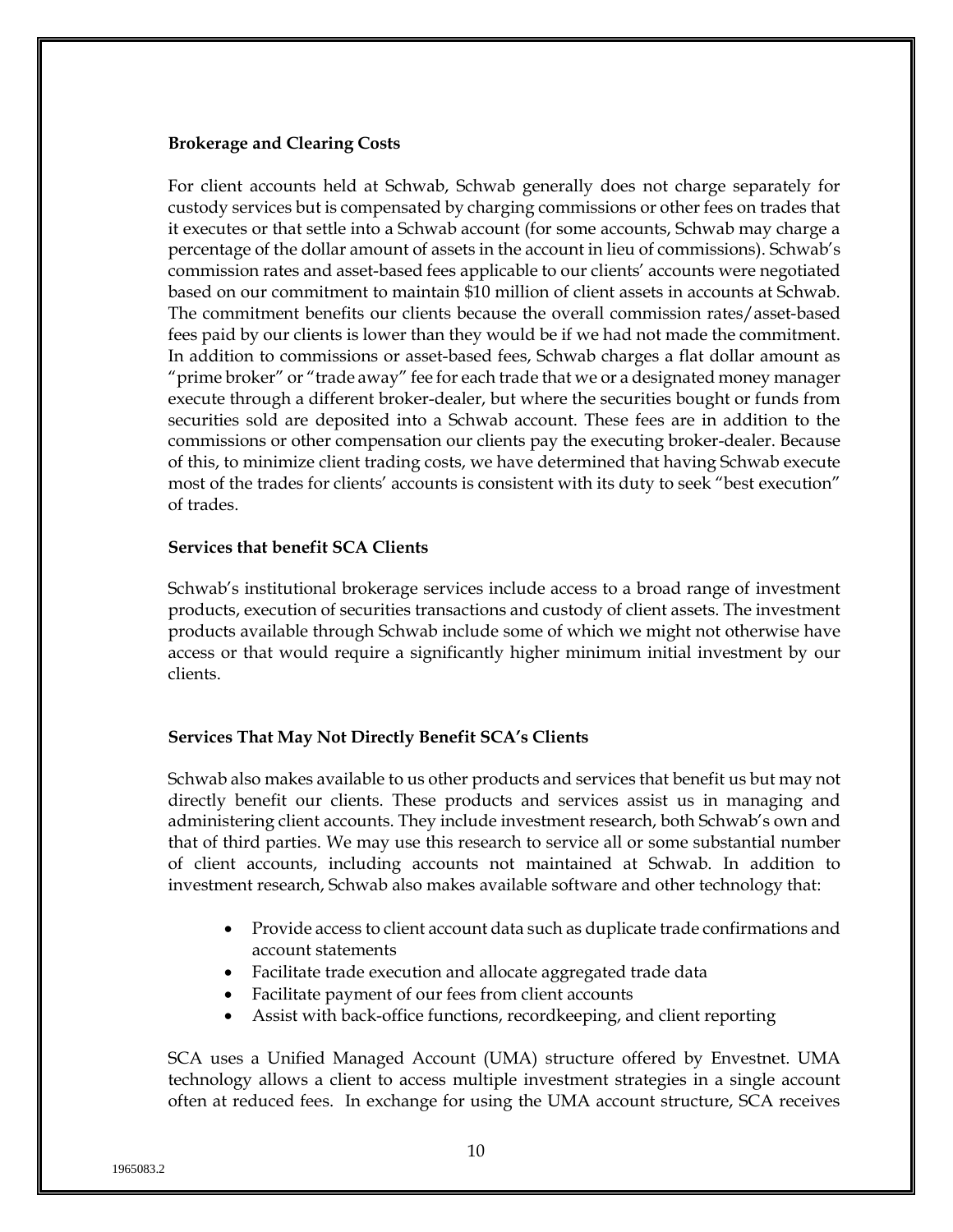**Brokerage and Clearing Costs**

For client accounts held at Schwab, Schwab generally does not charge separately for custody services but is compensated by charging commissions or other fees on trades that it executes or that settle into a Schwab account (for some accounts, Schwab may charge a percentage of the dollar amount of assets in the account in lieu of commissions). Schwab's commission rates and asset-based fees applicable to our clients' accounts were negotiated based on our commitment to maintain $10 million of client assets in accounts at Schwab. The commitment benefits our clients because the overall commission rates/asset-based fees paid by our clients is lower than they would be if we had not made the commitment. In addition to commissions or asset-based fees, Schwab charges a flat dollar amount as "prime broker" or "trade away" fee for each trade that we or a designated money manager execute through a different broker-dealer, but where the securities bought or funds from securities sold are deposited into a Schwab account. These fees are in addition to the commissions or other compensation our clients pay the executing broker-dealer. Because of this, to minimize client trading costs, we have determined that having Schwab execute most of the trades for clients' accounts is consistent with its duty to seek "best execution" of trades.

**Services that benefit SCA Clients**

Schwab's institutional brokerage services include access to a broad range of investment products, execution of securities transactions and custody of client assets. The investment products available through Schwab include some of which we might not otherwise have access or that would require a significantly higher minimum initial investment by our clients.

**Services That May Not Directly Benefit SCA's Clients**

Schwab also makes available to us other products and services that benefit us but may not directly benefit our clients. These products and services assist us in managing and administering client accounts. They include investment research, both Schwab's own and that of third parties. We may use this research to service all or some substantial number of client accounts, including accounts not maintained at Schwab. In addition to investment research, Schwab also makes available software and other technology that:

- Provide access to client account data such as duplicate trade confirmations and account statements
- Facilitate trade execution and allocate aggregated trade data
- Facilitate payment of our fees from client accounts
- Assist with back-office functions, recordkeeping, and client reporting

SCA uses a Unified Managed Account (UMA) structure offered by Envestnet. UMA technology allows a client to access multiple investment strategies in a single account often at reduced fees. In exchange for using the UMA account structure, SCA receives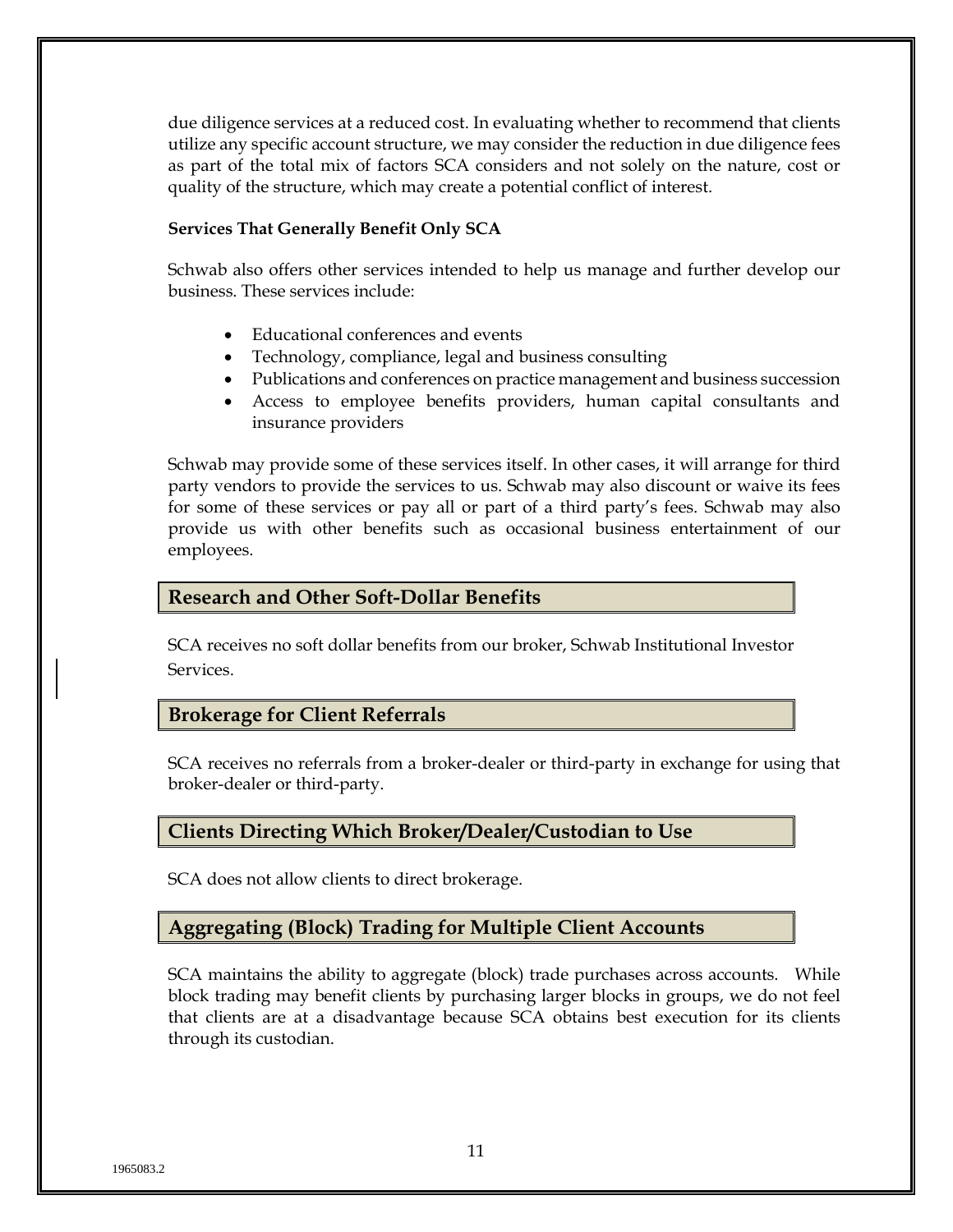due diligence services at a reduced cost. In evaluating whether to recommend that clients utilize any specific account structure, we may consider the reduction in due diligence fees as part of the total mix of factors SCA considers and not solely on the nature, cost or quality of the structure, which may create a potential conflict of interest.

**Services That Generally Benefit Only SCA**

Schwab also offers other services intended to help us manage and further develop our business. These services include:

- Educational conferences and events
- Technology, compliance, legal and business consulting
- Publications and conferences on practice management and business succession
- Access to employee benefits providers, human capital consultants and insurance providers

Schwab may provide some of these services itself. In other cases, it will arrange for third party vendors to provide the services to us. Schwab may also discount or waive its fees for some of these services or pay all or part of a third party's fees. Schwab may also provide us with other benefits such as occasional business entertainment of our employees.

## Research and Other Soft-Dollar Benefits

SCA receives no soft dollar benefits from our broker, Schwab Institutional Investor Services.

## Brokerage for Client Referrals

SCA receives no referrals from a broker-dealer or third-party in exchange for using that broker-dealer or third-party.

## Clients Directing Which Broker/Dealer/Custodian to Use

SCA does not allow clients to direct brokerage.

## Aggregating (Block) Trading for Multiple Client Accounts

SCA maintains the ability to aggregate (block) trade purchases across accounts. While block trading may benefit clients by purchasing larger blocks in groups, we do not feel that clients are at a disadvantage because SCA obtains best execution for its clients through its custodian.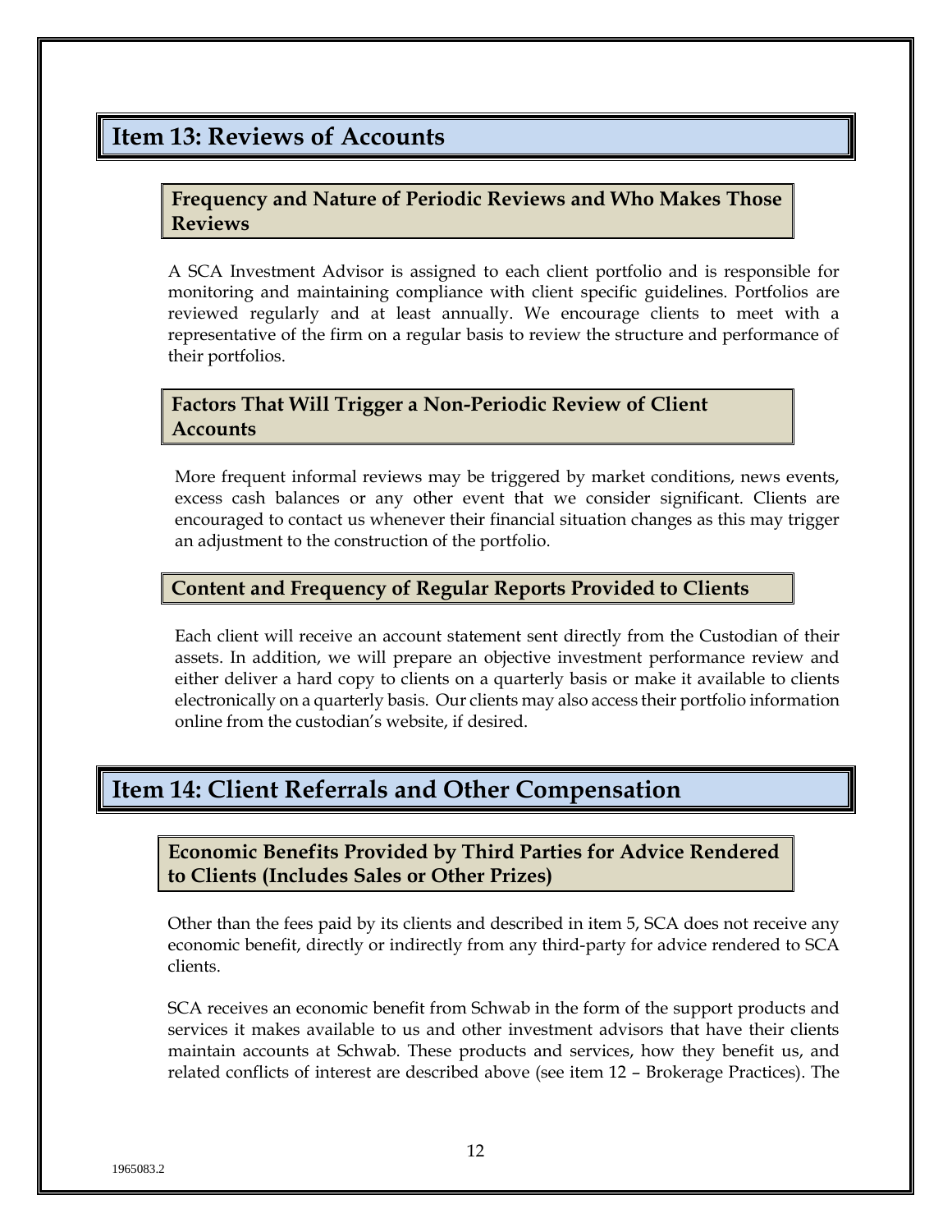## Item 13: Reviews of Accounts

### Frequency and Nature of Periodic Reviews and Who Makes Those Reviews

A SCA Investment Advisor is assigned to each client portfolio and is responsible for monitoring and maintaining compliance with client specific guidelines. Portfolios are reviewed regularly and at least annually. We encourage clients to meet with a representative of the firm on a regular basis to review the structure and performance of their portfolios.

### Factors That Will Trigger a Non-Periodic Review of Client Accounts

More frequent informal reviews may be triggered by market conditions, news events, excess cash balances or any other event that we consider significant. Clients are encouraged to contact us whenever their financial situation changes as this may trigger an adjustment to the construction of the portfolio.

### Content and Frequency of Regular Reports Provided to Clients

Each client will receive an account statement sent directly from the Custodian of their assets. In addition, we will prepare an objective investment performance review and either deliver a hard copy to clients on a quarterly basis or make it available to clients electronically on a quarterly basis. Our clients may also access their portfolio information online from the custodian's website, if desired.

## Item 14: Client Referrals and Other Compensation

### Economic Benefits Provided by Third Parties for Advice Rendered to Clients (Includes Sales or Other Prizes)

Other than the fees paid by its clients and described in item 5, SCA does not receive any economic benefit, directly or indirectly from any third-party for advice rendered to SCA clients.

SCA receives an economic benefit from Schwab in the form of the support products and services it makes available to us and other investment advisors that have their clients maintain accounts at Schwab. These products and services, how they benefit us, and related conflicts of interest are described above (see item 12 – Brokerage Practices). The

1965083.2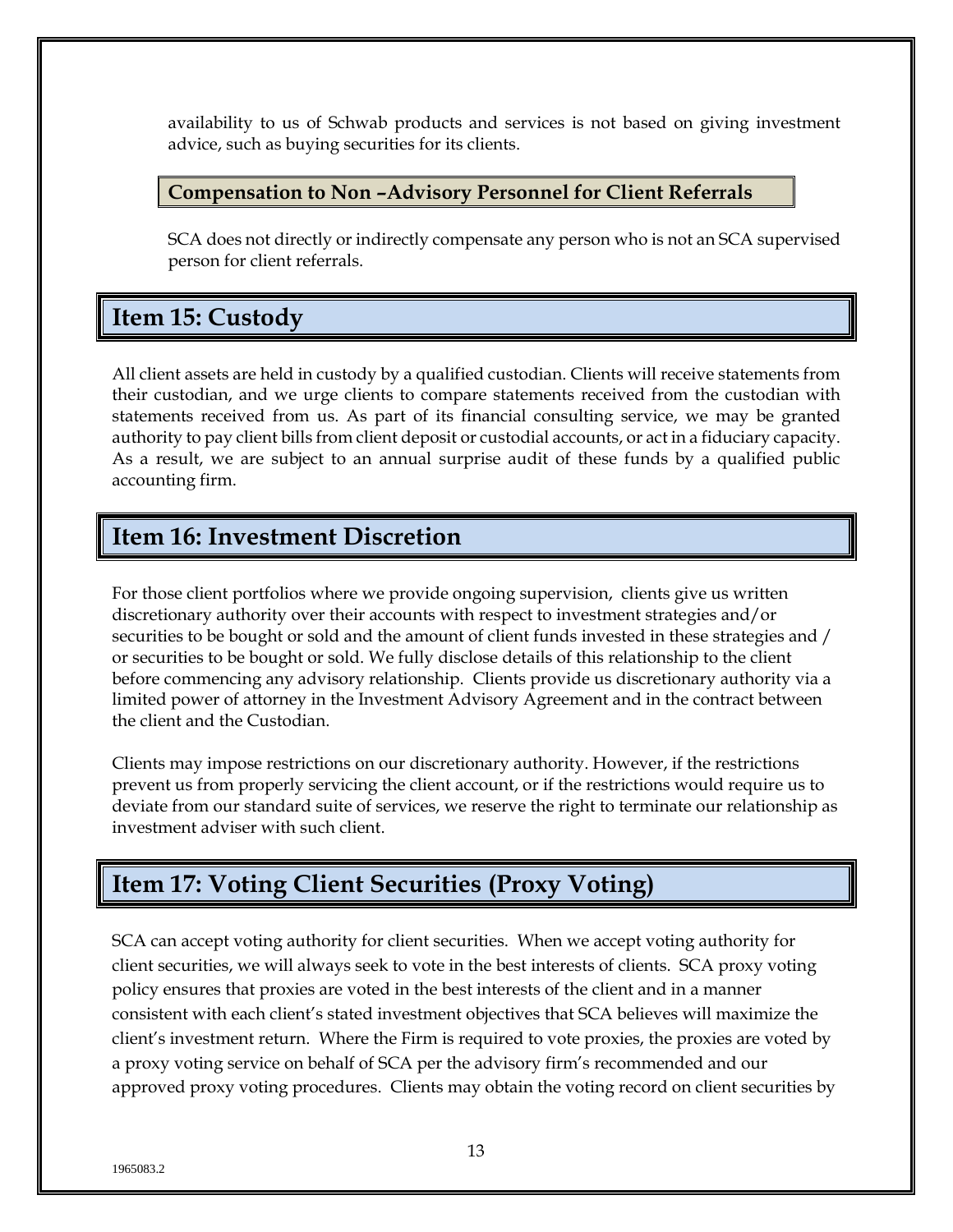availability to us of Schwab products and services is not based on giving investment advice, such as buying securities for its clients.

### Compensation to Non –Advisory Personnel for Client Referrals

SCA does not directly or indirectly compensate any person who is not an SCA supervised person for client referrals.

## Item 15: Custody

All client assets are held in custody by a qualified custodian. Clients will receive statements from their custodian, and we urge clients to compare statements received from the custodian with statements received from us. As part of its financial consulting service, we may be granted authority to pay client bills from client deposit or custodial accounts, or act in a fiduciary capacity. As a result, we are subject to an annual surprise audit of these funds by a qualified public accounting firm.

## Item 16: Investment Discretion

For those client portfolios where we provide ongoing supervision, clients give us written discretionary authority over their accounts with respect to investment strategies and/or securities to be bought or sold and the amount of client funds invested in these strategies and / or securities to be bought or sold. We fully disclose details of this relationship to the client before commencing any advisory relationship. Clients provide us discretionary authority via a limited power of attorney in the Investment Advisory Agreement and in the contract between the client and the Custodian.

Clients may impose restrictions on our discretionary authority. However, if the restrictions prevent us from properly servicing the client account, or if the restrictions would require us to deviate from our standard suite of services, we reserve the right to terminate our relationship as investment adviser with such client.

## Item 17: Voting Client Securities (Proxy Voting)

SCA can accept voting authority for client securities. When we accept voting authority for client securities, we will always seek to vote in the best interests of clients. SCA proxy voting policy ensures that proxies are voted in the best interests of the client and in a manner consistent with each client's stated investment objectives that SCA believes will maximize the client's investment return. Where the Firm is required to vote proxies, the proxies are voted by a proxy voting service on behalf of SCA per the advisory firm's recommended and our approved proxy voting procedures. Clients may obtain the voting record on client securities by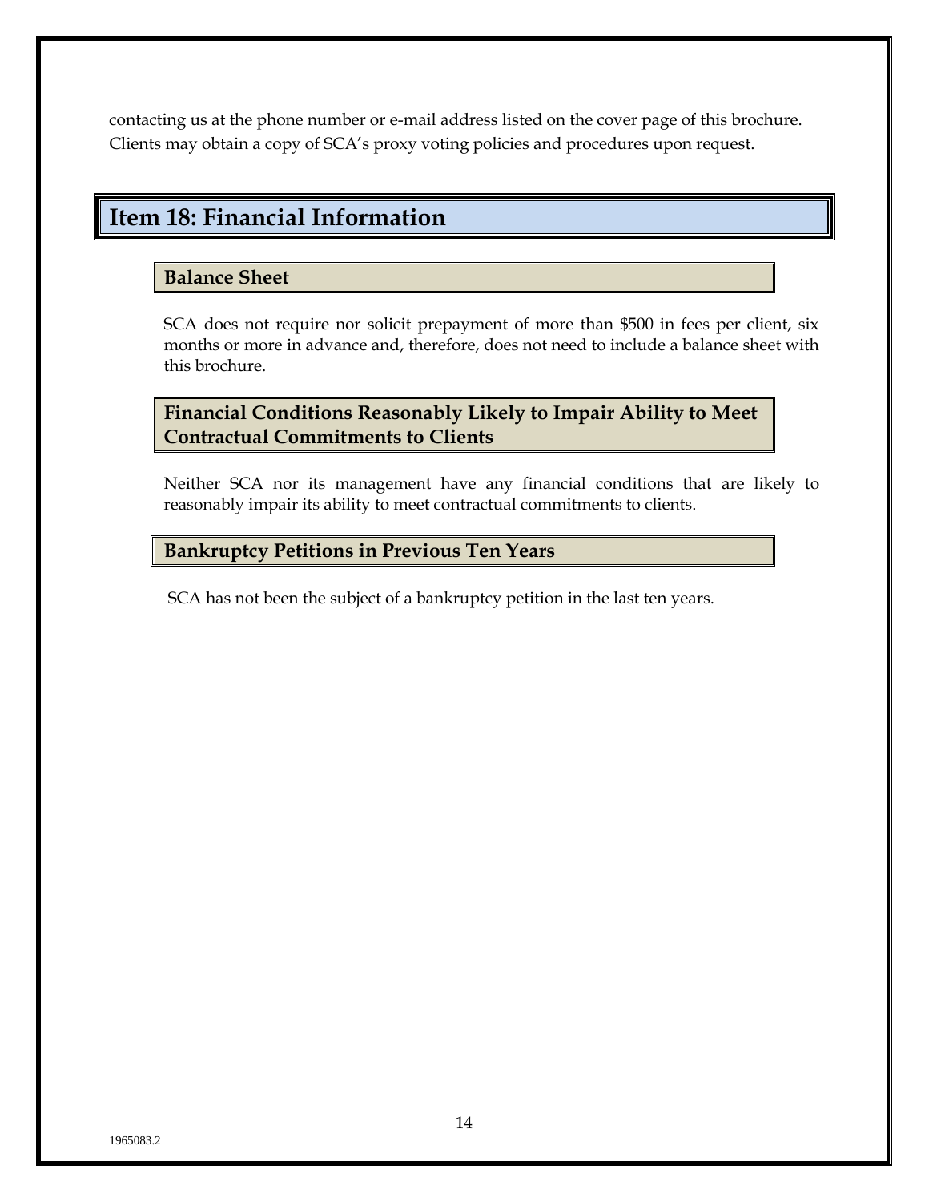contacting us at the phone number or e-mail address listed on the cover page of this brochure. Clients may obtain a copy of SCA's proxy voting policies and procedures upon request.

## Item 18: Financial Information

### Balance Sheet

SCA does not require nor solicit prepayment of more than $500 in fees per client, six months or more in advance and, therefore, does not need to include a balance sheet with this brochure.

### Financial Conditions Reasonably Likely to Impair Ability to Meet Contractual Commitments to Clients

Neither SCA nor its management have any financial conditions that are likely to reasonably impair its ability to meet contractual commitments to clients.

### Bankruptcy Petitions in Previous Ten Years

SCA has not been the subject of a bankruptcy petition in the last ten years.

1965083.2